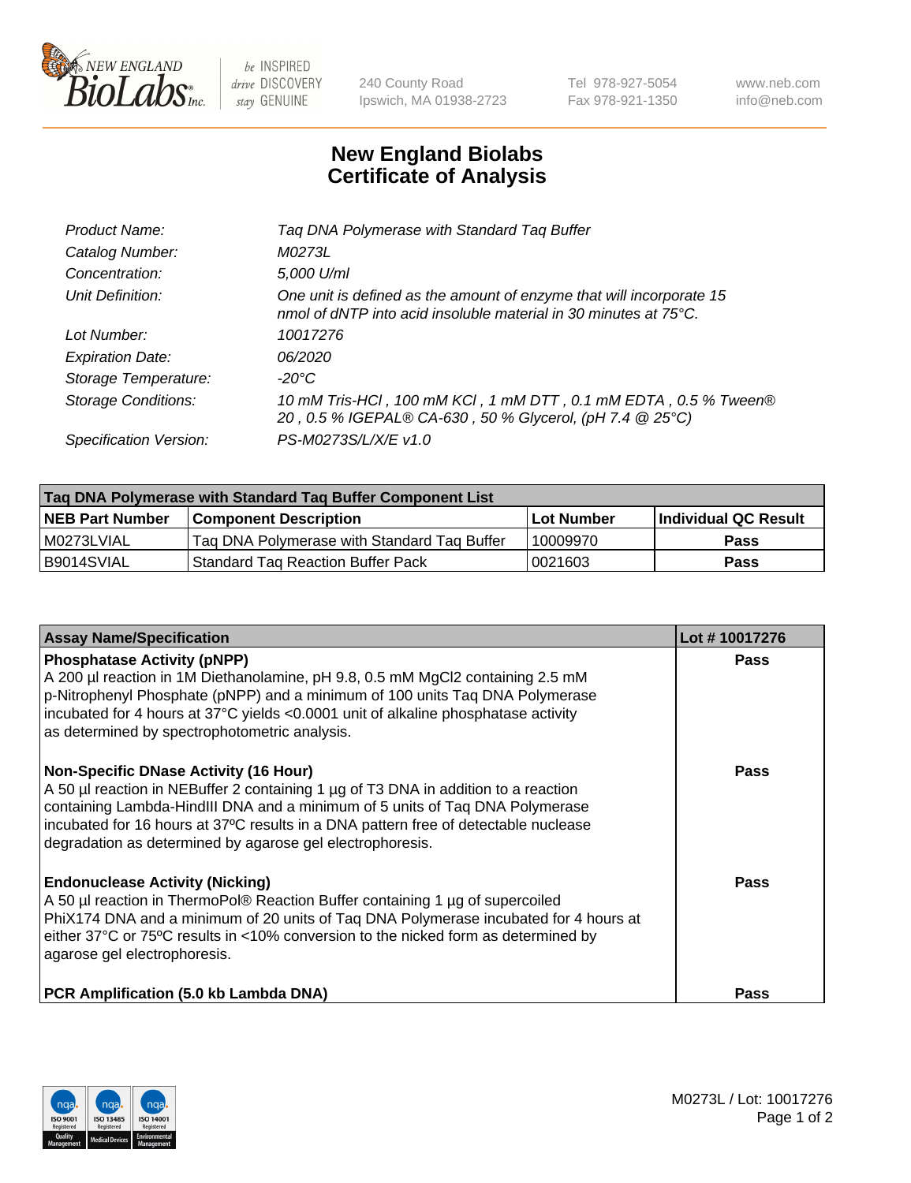New England BioLabs Inc. — be INSPIRED drive DISCOVERY stay GENUINE

240 County Road
Ipswich, MA 01938-2723

Tel 978-927-5054
Fax 978-921-1350

www.neb.com
info@neb.com

# New England Biolabs
# Certificate of Analysis

| | |
|---|---|
| *Product Name:* | *Taq DNA Polymerase with Standard Taq Buffer* |
| *Catalog Number:* | *M0273L* |
| *Concentration:* | *5,000 U/ml* |
| *Unit Definition:* | *One unit is defined as the amount of enzyme that will incorporate 15 nmol of dNTP into acid insoluble material in 30 minutes at 75°C.* |
| *Lot Number:* | *10017276* |
| *Expiration Date:* | *06/2020* |
| *Storage Temperature:* | *-20°C* |
| *Storage Conditions:* | *10 mM Tris-HCl , 100 mM KCl , 1 mM DTT , 0.1 mM EDTA , 0.5 % Tween® 20 , 0.5 % IGEPAL® CA-630 , 50 % Glycerol, (pH 7.4 @ 25°C)* |
| *Specification Version:* | *PS-M0273S/L/X/E v1.0* |

| Taq DNA Polymerase with Standard Taq Buffer Component List | | | |
|---|---|---|---|
| **NEB Part Number** | **Component Description** | **Lot Number** | **Individual QC Result** |
| M0273LVIAL | Taq DNA Polymerase with Standard Taq Buffer | 10009970 | **Pass** |
| B9014SVIAL | Standard Taq Reaction Buffer Pack | 0021603 | **Pass** |

| Assay Name/Specification | Lot # 10017276 |
|---|---|
| **Phosphatase Activity (pNPP)**<br>A 200 µl reaction in 1M Diethanolamine, pH 9.8, 0.5 mM $MgCl_2$ containing 2.5 mM p-Nitrophenyl Phosphate (pNPP) and a minimum of 100 units Taq DNA Polymerase incubated for 4 hours at 37°C yields <0.0001 unit of alkaline phosphatase activity as determined by spectrophotometric analysis. | **Pass** |
| **Non-Specific DNase Activity (16 Hour)**<br>A 50 µl reaction in NEBuffer 2 containing 1 µg of T3 DNA in addition to a reaction containing Lambda-HindIII DNA and a minimum of 5 units of Taq DNA Polymerase incubated for 16 hours at 37ºC results in a DNA pattern free of detectable nuclease degradation as determined by agarose gel electrophoresis. | **Pass** |
| **Endonuclease Activity (Nicking)**<br>A 50 µl reaction in ThermoPol® Reaction Buffer containing 1 µg of supercoiled PhiX174 DNA and a minimum of 20 units of Taq DNA Polymerase incubated for 4 hours at either 37°C or 75ºC results in <10% conversion to the nicked form as determined by agarose gel electrophoresis. | **Pass** |
| **PCR Amplification (5.0 kb Lambda DNA)** | **Pass** |

M0273L / Lot: 10017276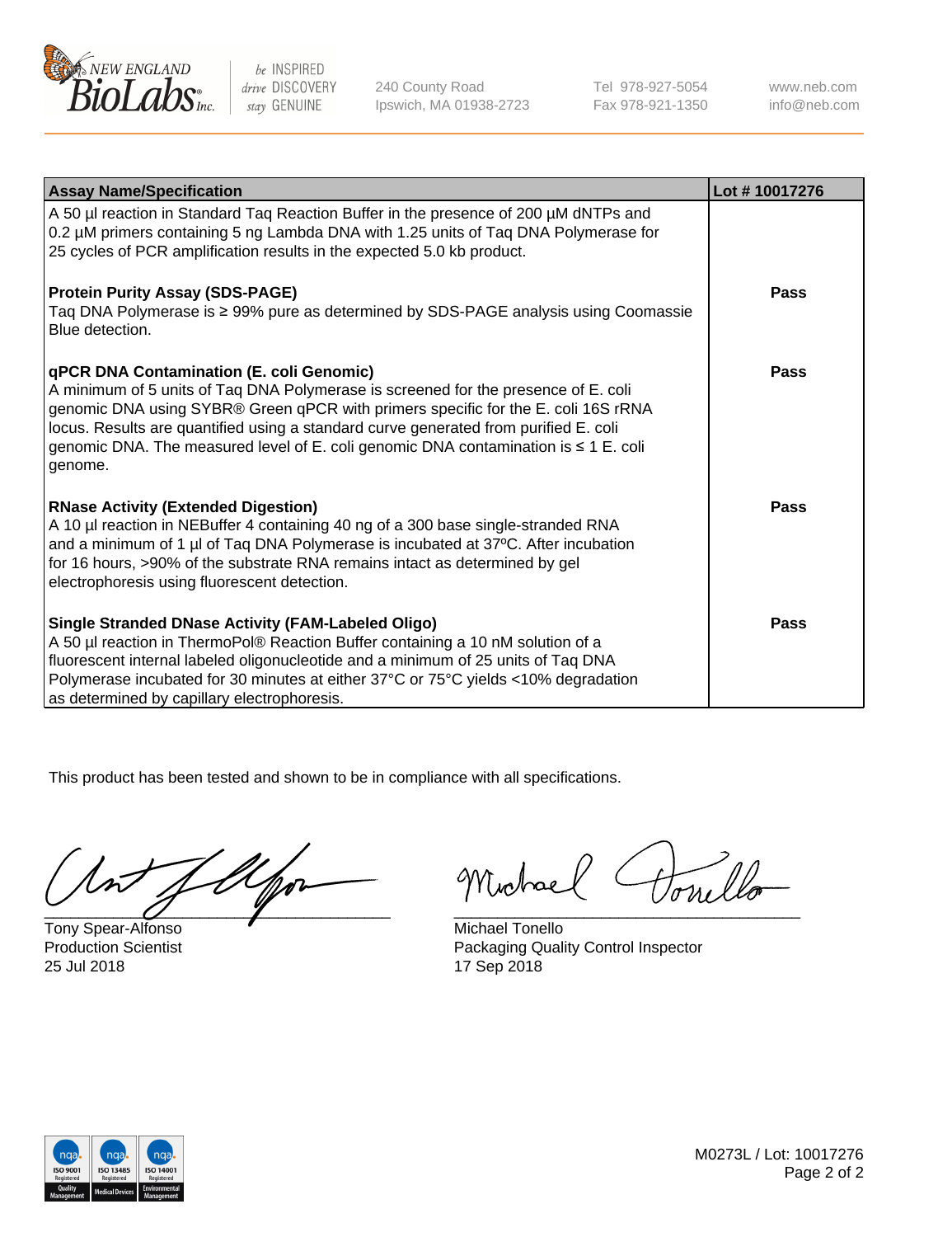| Assay Name/Specification | Lot # 10017276 |
| --- | --- |
| A 50 µl reaction in Standard Taq Reaction Buffer in the presence of 200 µM dNTPs and 0.2 µM primers containing 5 ng Lambda DNA with 1.25 units of Taq DNA Polymerase for 25 cycles of PCR amplification results in the expected 5.0 kb product. | |
| **Protein Purity Assay (SDS-PAGE)**<br>Taq DNA Polymerase is ≥ 99% pure as determined by SDS-PAGE analysis using Coomassie Blue detection. | **Pass** |
| **qPCR DNA Contamination (E. coli Genomic)**<br>A minimum of 5 units of Taq DNA Polymerase is screened for the presence of E. coli genomic DNA using SYBR® Green qPCR with primers specific for the E. coli 16S rRNA locus. Results are quantified using a standard curve generated from purified E. coli genomic DNA. The measured level of E. coli genomic DNA contamination is ≤ 1 E. coli genome. | **Pass** |
| **RNase Activity (Extended Digestion)**<br>A 10 µl reaction in NEBuffer 4 containing 40 ng of a 300 base single-stranded RNA and a minimum of 1 µl of Taq DNA Polymerase is incubated at 37ºC. After incubation for 16 hours, >90% of the substrate RNA remains intact as determined by gel electrophoresis using fluorescent detection. | **Pass** |
| **Single Stranded DNase Activity (FAM-Labeled Oligo)**<br>A 50 µl reaction in ThermoPol® Reaction Buffer containing a 10 nM solution of a fluorescent internal labeled oligonucleotide and a minimum of 25 units of Taq DNA Polymerase incubated for 30 minutes at either 37°C or 75°C yields <10% degradation as determined by capillary electrophoresis. | **Pass** |

This product has been tested and shown to be in compliance with all specifications.

Tony Spear-Alfonso
Production Scientist
25 Jul 2018

Michael Tonello
Packaging Quality Control Inspector
17 Sep 2018

M0273L / Lot: 10017276